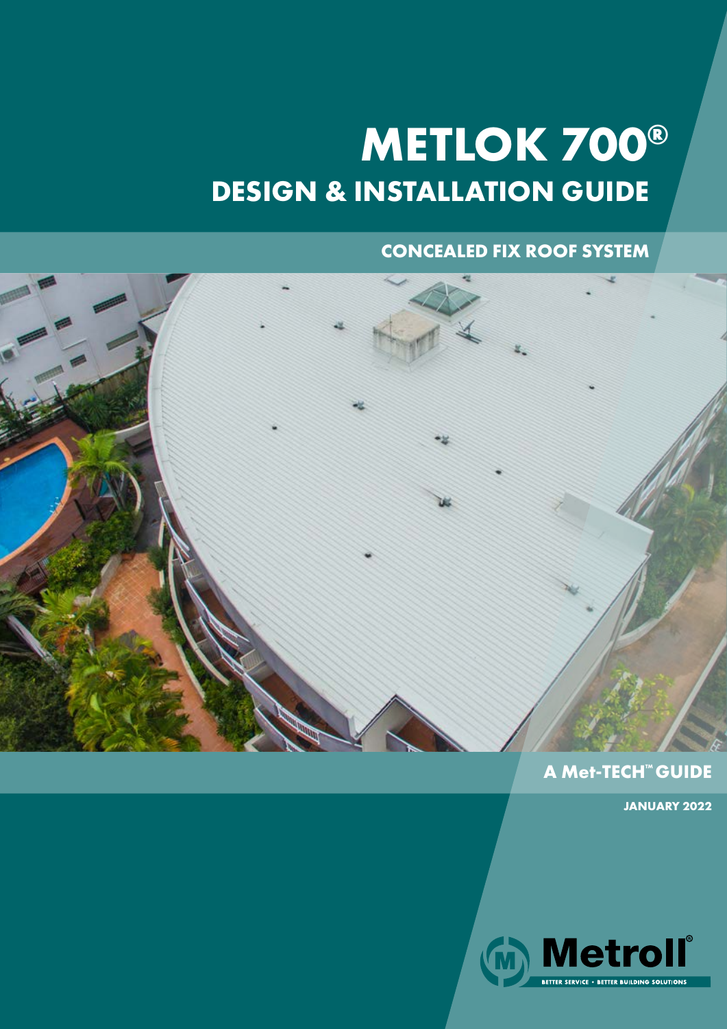# METLOK 700®

## DESIGN & INSTALLATION GUIDE

### CONCEALED FIX ROOF SYSTEM

**A Met-TECH™ GUIDE**

**JANUARY 2022**

Metroll®

BETTER SERVICE • BETTER BUILDING SOLUTIONS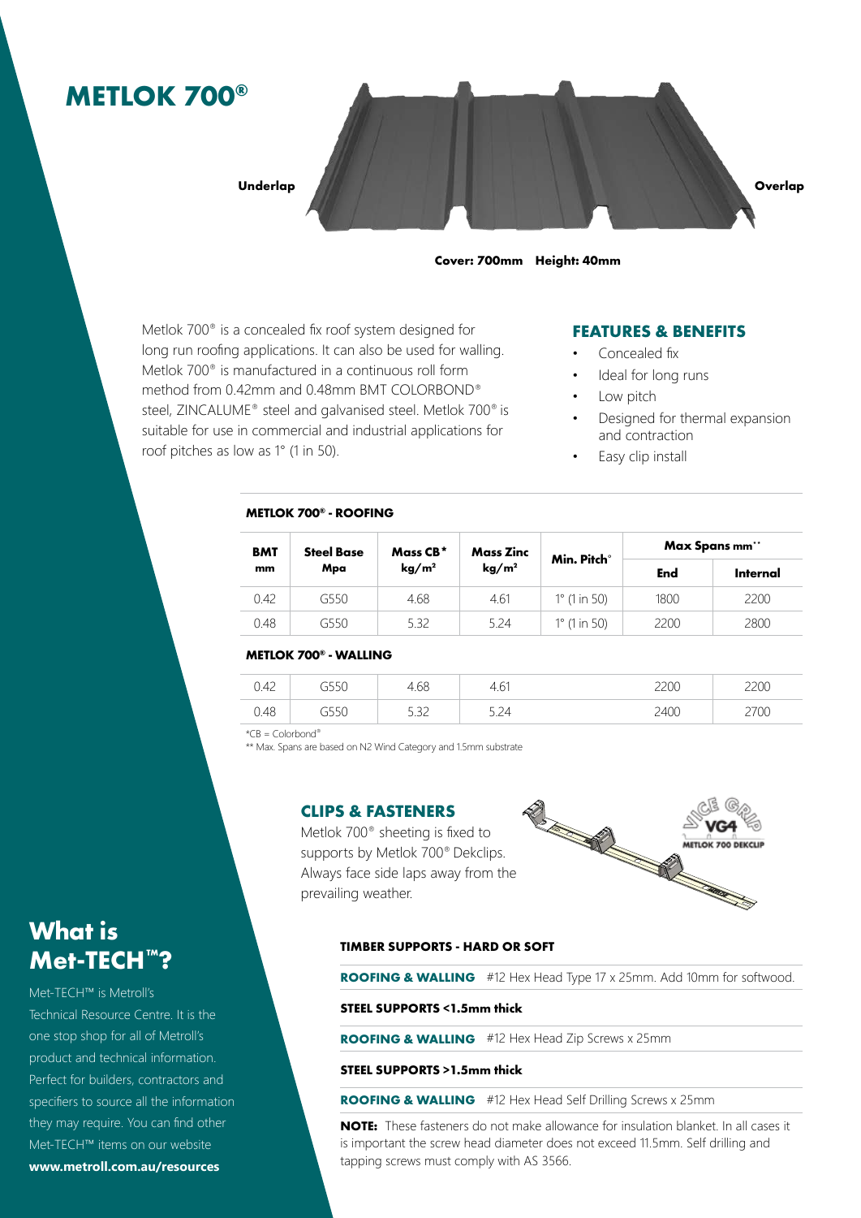# METLOK 700®

Underlap

Overlap

**Cover: 700mm Height: 40mm**

Metlok 700® is a concealed fix roof system designed for long run roofing applications. It can also be used for walling. Metlok 700® is manufactured in a continuous roll form method from 0.42mm and 0.48mm BMT COLORBOND® steel, ZINCALUME® steel and galvanised steel. Metlok 700® is suitable for use in commercial and industrial applications for roof pitches as low as 1° (1 in 50).

## FEATURES & BENEFITS

- Concealed fix
- Ideal for long runs
- Low pitch
- Designed for thermal expansion and contraction
- Easy clip install

### METLOK 700® - ROOFING

| BMT mm | Steel Base Mpa | Mass CB* kg/m² | Mass Zinc kg/m² | Min. Pitch° | Max Spans mm** | |
|---|---|---|---|---|---|---|
| | | | | | End | Internal |
| 0.42 | G550 | 4.68 | 4.61 | 1° (1 in 50) | 1800 | 2200 |
| 0.48 | G550 | 5.32 | 5.24 | 1° (1 in 50) | 2200 | 2800 |

### METLOK 700® - WALLING

| BMT mm | Steel Base Mpa | Mass CB* kg/m² | Mass Zinc kg/m² | Min. Pitch° | End | Internal |
|---|---|---|---|---|---|---|
| 0.42 | G550 | 4.68 | 4.61 | | 2200 | 2200 |
| 0.48 | G550 | 5.32 | 5.24 | | 2400 | 2700 |

*CB = Colorbond®

** Max. Spans are based on N2 Wind Category and 1.5mm substrate

## CLIPS & FASTENERS

Metlok 700® sheeting is fixed to supports by Metlok 700® Dekclips. Always face side laps away from the prevailing weather.

VICE GRIP VG4 METLOK 700 DEKCLIP

**TIMBER SUPPORTS - HARD OR SOFT**

**ROOFING & WALLING** #12 Hex Head Type 17 x 25mm. Add 10mm for softwood.

**STEEL SUPPORTS <1.5mm thick**

**ROOFING & WALLING** #12 Hex Head Zip Screws x 25mm

**STEEL SUPPORTS >1.5mm thick**

**ROOFING & WALLING** #12 Hex Head Self Drilling Screws x 25mm

**NOTE:** These fasteners do not make allowance for insulation blanket. In all cases it is important the screw head diameter does not exceed 11.5mm. Self drilling and tapping screws must comply with AS 3566.

## What is Met-TECH™?

Met-TECH™ is Metroll's Technical Resource Centre. It is the one stop shop for all of Metroll's product and technical information. Perfect for builders, contractors and specifiers to source all the information they may require. You can find other Met-TECH™ items on our website **www.metroll.com.au/resources**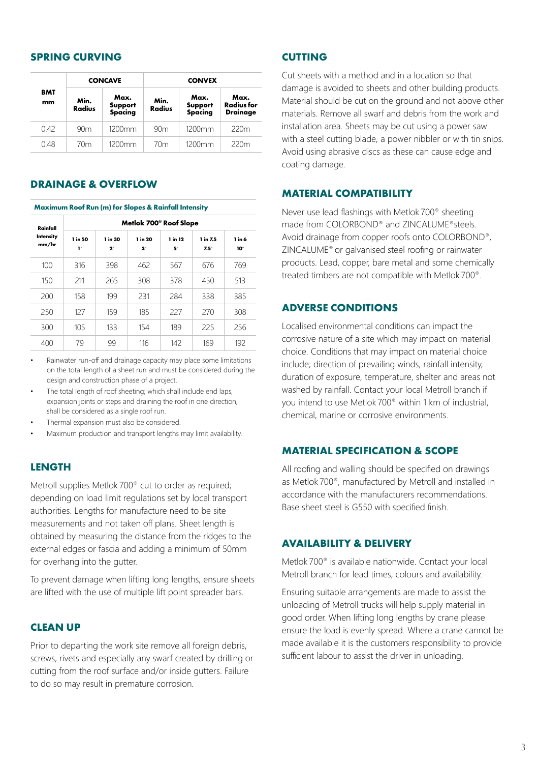## SPRING CURVING

| BMT mm | CONCAVE | | CONVEX | | |
|---|---|---|---|---|---|
| | Min. Radius | Max. Support Spacing | Min. Radius | Max. Support Spacing | Max. Radius for Drainage |
| 0.42 | 90m | 1200mm | 90m | 1200mm | 220m |
| 0.48 | 70m | 1200mm | 70m | 1200mm | 220m |

## DRAINAGE & OVERFLOW

**Maximum Roof Run (m) for Slopes & Rainfall Intensity**

| Rainfall Intensity mm/hr | Metlok 700® Roof Slope | | | | | |
|---|---|---|---|---|---|---|
| | 1 in 50 1° | 1 in 30 2° | 1 in 20 3° | 1 in 12 5° | 1 in 7.5 7.5° | 1 in 6 10° |
| 100 | 316 | 398 | 462 | 567 | 676 | 769 |
| 150 | 211 | 265 | 308 | 378 | 450 | 513 |
| 200 | 158 | 199 | 231 | 284 | 338 | 385 |
| 250 | 127 | 159 | 185 | 227 | 270 | 308 |
| 300 | 105 | 133 | 154 | 189 | 225 | 256 |
| 400 | 79 | 99 | 116 | 142 | 169 | 192 |

- Rainwater run-off and drainage capacity may place some limitations on the total length of a sheet run and must be considered during the design and construction phase of a project.
- The total length of roof sheeting; which shall include end laps, expansion joints or steps and draining the roof in one direction, shall be considered as a single roof run.
- Thermal expansion must also be considered.
- Maximum production and transport lengths may limit availability.

## LENGTH

Metroll supplies Metlok 700® cut to order as required; depending on load limit regulations set by local transport authorities. Lengths for manufacture need to be site measurements and not taken off plans. Sheet length is obtained by measuring the distance from the ridges to the external edges or fascia and adding a minimum of 50mm for overhang into the gutter.

To prevent damage when lifting long lengths, ensure sheets are lifted with the use of multiple lift point spreader bars.

## CLEAN UP

Prior to departing the work site remove all foreign debris, screws, rivets and especially any swarf created by drilling or cutting from the roof surface and/or inside gutters. Failure to do so may result in premature corrosion.

## CUTTING

Cut sheets with a method and in a location so that damage is avoided to sheets and other building products. Material should be cut on the ground and not above other materials. Remove all swarf and debris from the work and installation area. Sheets may be cut using a power saw with a steel cutting blade, a power nibbler or with tin snips. Avoid using abrasive discs as these can cause edge and coating damage.

## MATERIAL COMPATIBILITY

Never use lead flashings with Metlok 700® sheeting made from COLORBOND® and ZINCALUME® steels. Avoid drainage from copper roofs onto COLORBOND®, ZINCALUME® or galvanised steel roofing or rainwater products. Lead, copper, bare metal and some chemically treated timbers are not compatible with Metlok 700®.

## ADVERSE CONDITIONS

Localised environmental conditions can impact the corrosive nature of a site which may impact on material choice. Conditions that may impact on material choice include; direction of prevailing winds, rainfall intensity, duration of exposure, temperature, shelter and areas not washed by rainfall. Contact your local Metroll branch if you intend to use Metlok 700® within 1 km of industrial, chemical, marine or corrosive environments.

## MATERIAL SPECIFICATION & SCOPE

All roofing and walling should be specified on drawings as Metlok 700®, manufactured by Metroll and installed in accordance with the manufacturers recommendations. Base sheet steel is G550 with specified finish.

## AVAILABILITY & DELIVERY

Metlok 700® is available nationwide. Contact your local Metroll branch for lead times, colours and availability.

Ensuring suitable arrangements are made to assist the unloading of Metroll trucks will help supply material in good order. When lifting long lengths by crane please ensure the load is evenly spread. Where a crane cannot be made available it is the customers responsibility to provide sufficient labour to assist the driver in unloading.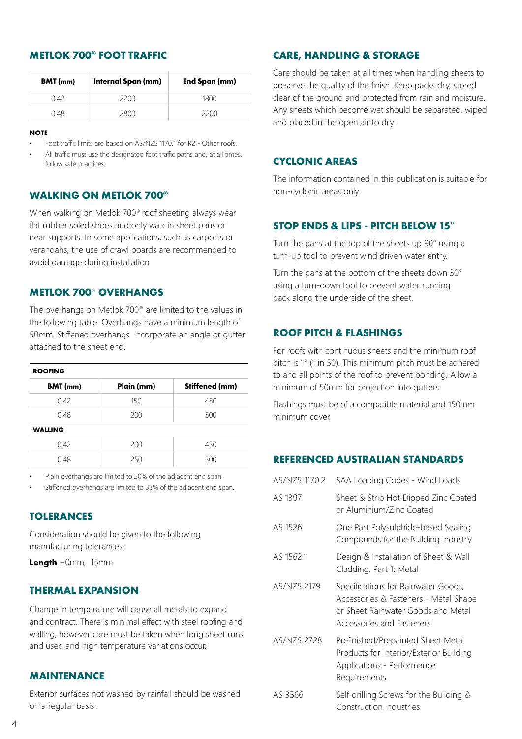## METLOK 700® FOOT TRAFFIC

| BMT (mm) | Internal Span (mm) | End Span (mm) |
|---|---|---|
| 0.42 | 2200 | 1800 |
| 0.48 | 2800 | 2200 |

**NOTE**

- Foot traffic limits are based on AS/NZS 1170.1 for R2 - Other roofs.
- All traffic must use the designated foot traffic paths and, at all times, follow safe practices.

## WALKING ON METLOK 700®

When walking on Metlok 700® roof sheeting always wear flat rubber soled shoes and only walk in sheet pans or near supports. In some applications, such as carports or verandahs, the use of crawl boards are recommended to avoid damage during installation

## METLOK 700® OVERHANGS

The overhangs on Metlok 700® are limited to the values in the following table. Overhangs have a minimum length of 50mm. Stiffened overhangs incorporate an angle or gutter attached to the sheet end.

| **ROOFING** | | |
|---|---|---|
| **BMT (mm)** | **Plain (mm)** | **Stiffened (mm)** |
| 0.42 | 150 | 450 |
| 0.48 | 200 | 500 |
| **WALLING** | | |
| 0.42 | 200 | 450 |
| 0.48 | 250 | 500 |

- Plain overhangs are limited to 20% of the adjacent end span.
- Stiffened overhangs are limited to 33% of the adjacent end span.

## TOLERANCES

Consideration should be given to the following manufacturing tolerances:

**Length** +0mm, 15mm

## THERMAL EXPANSION

Change in temperature will cause all metals to expand and contract. There is minimal effect with steel roofing and walling, however care must be taken when long sheet runs and used and high temperature variations occur.

## MAINTENANCE

Exterior surfaces not washed by rainfall should be washed on a regular basis.

## CARE, HANDLING & STORAGE

Care should be taken at all times when handling sheets to preserve the quality of the finish. Keep packs dry, stored clear of the ground and protected from rain and moisture. Any sheets which become wet should be separated, wiped and placed in the open air to dry.

## CYCLONIC AREAS

The information contained in this publication is suitable for non-cyclonic areas only.

## STOP ENDS & LIPS - PITCH BELOW 15°

Turn the pans at the top of the sheets up 90° using a turn-up tool to prevent wind driven water entry.

Turn the pans at the bottom of the sheets down 30° using a turn-down tool to prevent water running back along the underside of the sheet.

## ROOF PITCH & FLASHINGS

For roofs with continuous sheets and the minimum roof pitch is 1° (1 in 50). This minimum pitch must be adhered to and all points of the roof to prevent ponding. Allow a minimum of 50mm for projection into gutters.

Flashings must be of a compatible material and 150mm minimum cover.

## REFERENCED AUSTRALIAN STANDARDS

| | |
|---|---|
| AS/NZS 1170.2 | SAA Loading Codes - Wind Loads |
| AS 1397 | Sheet & Strip Hot-Dipped Zinc Coated or Aluminium/Zinc Coated |
| AS 1526 | One Part Polysulphide-based Sealing Compounds for the Building Industry |
| AS 1562.1 | Design & Installation of Sheet & Wall Cladding, Part 1: Metal |
| AS/NZS 2179 | Specifications for Rainwater Goods, Accessories & Fasteners - Metal Shape or Sheet Rainwater Goods and Metal Accessories and Fasteners |
| AS/NZS 2728 | Prefinished/Prepainted Sheet Metal Products for Interior/Exterior Building Applications - Performance Requirements |
| AS 3566 | Self-drilling Screws for the Building & Construction Industries |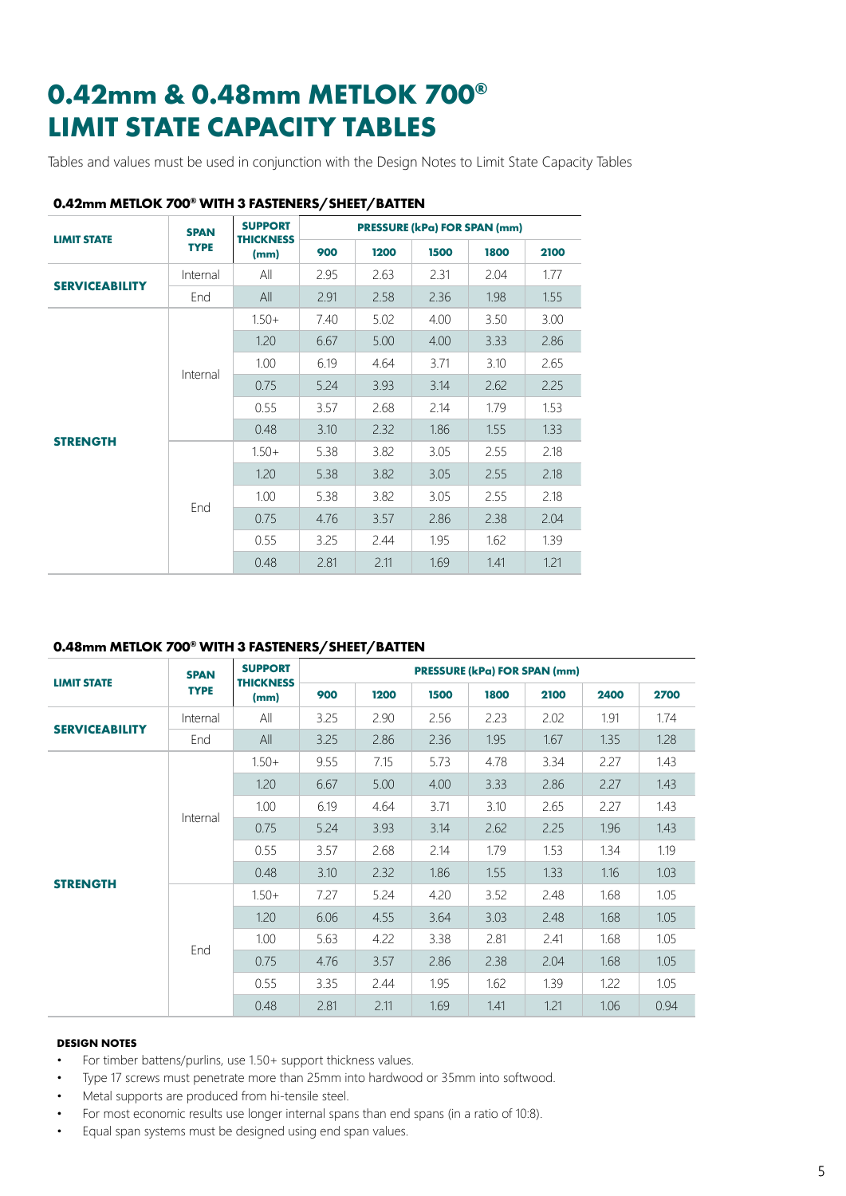# 0.42mm & 0.48mm METLOK 700® LIMIT STATE CAPACITY TABLES

Tables and values must be used in conjunction with the Design Notes to Limit State Capacity Tables

### 0.42mm METLOK 700® WITH 3 FASTENERS/SHEET/BATTEN

| LIMIT STATE | SPAN TYPE | SUPPORT THICKNESS (mm) | PRESSURE (kPa) FOR SPAN (mm) | | | | |
|---|---|---|---|---|---|---|---|
| | | | 900 | 1200 | 1500 | 1800 | 2100 |
| SERVICEABILITY | Internal | All | 2.95 | 2.63 | 2.31 | 2.04 | 1.77 |
| | End | All | 2.91 | 2.58 | 2.36 | 1.98 | 1.55 |
| STRENGTH | Internal | 1.50+ | 7.40 | 5.02 | 4.00 | 3.50 | 3.00 |
| | | 1.20 | 6.67 | 5.00 | 4.00 | 3.33 | 2.86 |
| | | 1.00 | 6.19 | 4.64 | 3.71 | 3.10 | 2.65 |
| | | 0.75 | 5.24 | 3.93 | 3.14 | 2.62 | 2.25 |
| | | 0.55 | 3.57 | 2.68 | 2.14 | 1.79 | 1.53 |
| | | 0.48 | 3.10 | 2.32 | 1.86 | 1.55 | 1.33 |
| | End | 1.50+ | 5.38 | 3.82 | 3.05 | 2.55 | 2.18 |
| | | 1.20 | 5.38 | 3.82 | 3.05 | 2.55 | 2.18 |
| | | 1.00 | 5.38 | 3.82 | 3.05 | 2.55 | 2.18 |
| | | 0.75 | 4.76 | 3.57 | 2.86 | 2.38 | 2.04 |
| | | 0.55 | 3.25 | 2.44 | 1.95 | 1.62 | 1.39 |
| | | 0.48 | 2.81 | 2.11 | 1.69 | 1.41 | 1.21 |

### 0.48mm METLOK 700® WITH 3 FASTENERS/SHEET/BATTEN

| LIMIT STATE | SPAN TYPE | SUPPORT THICKNESS (mm) | PRESSURE (kPa) FOR SPAN (mm) | | | | | | |
|---|---|---|---|---|---|---|---|---|---|
| | | | 900 | 1200 | 1500 | 1800 | 2100 | 2400 | 2700 |
| SERVICEABILITY | Internal | All | 3.25 | 2.90 | 2.56 | 2.23 | 2.02 | 1.91 | 1.74 |
| | End | All | 3.25 | 2.86 | 2.36 | 1.95 | 1.67 | 1.35 | 1.28 |
| STRENGTH | Internal | 1.50+ | 9.55 | 7.15 | 5.73 | 4.78 | 3.34 | 2.27 | 1.43 |
| | | 1.20 | 6.67 | 5.00 | 4.00 | 3.33 | 2.86 | 2.27 | 1.43 |
| | | 1.00 | 6.19 | 4.64 | 3.71 | 3.10 | 2.65 | 2.27 | 1.43 |
| | | 0.75 | 5.24 | 3.93 | 3.14 | 2.62 | 2.25 | 1.96 | 1.43 |
| | | 0.55 | 3.57 | 2.68 | 2.14 | 1.79 | 1.53 | 1.34 | 1.19 |
| | | 0.48 | 3.10 | 2.32 | 1.86 | 1.55 | 1.33 | 1.16 | 1.03 |
| | End | 1.50+ | 7.27 | 5.24 | 4.20 | 3.52 | 2.48 | 1.68 | 1.05 |
| | | 1.20 | 6.06 | 4.55 | 3.64 | 3.03 | 2.48 | 1.68 | 1.05 |
| | | 1.00 | 5.63 | 4.22 | 3.38 | 2.81 | 2.41 | 1.68 | 1.05 |
| | | 0.75 | 4.76 | 3.57 | 2.86 | 2.38 | 2.04 | 1.68 | 1.05 |
| | | 0.55 | 3.35 | 2.44 | 1.95 | 1.62 | 1.39 | 1.22 | 1.05 |
| | | 0.48 | 2.81 | 2.11 | 1.69 | 1.41 | 1.21 | 1.06 | 0.94 |

**DESIGN NOTES**

- For timber battens/purlins, use 1.50+ support thickness values.
- Type 17 screws must penetrate more than 25mm into hardwood or 35mm into softwood.
- Metal supports are produced from hi-tensile steel.
- For most economic results use longer internal spans than end spans (in a ratio of 10:8).
- Equal span systems must be designed using end span values.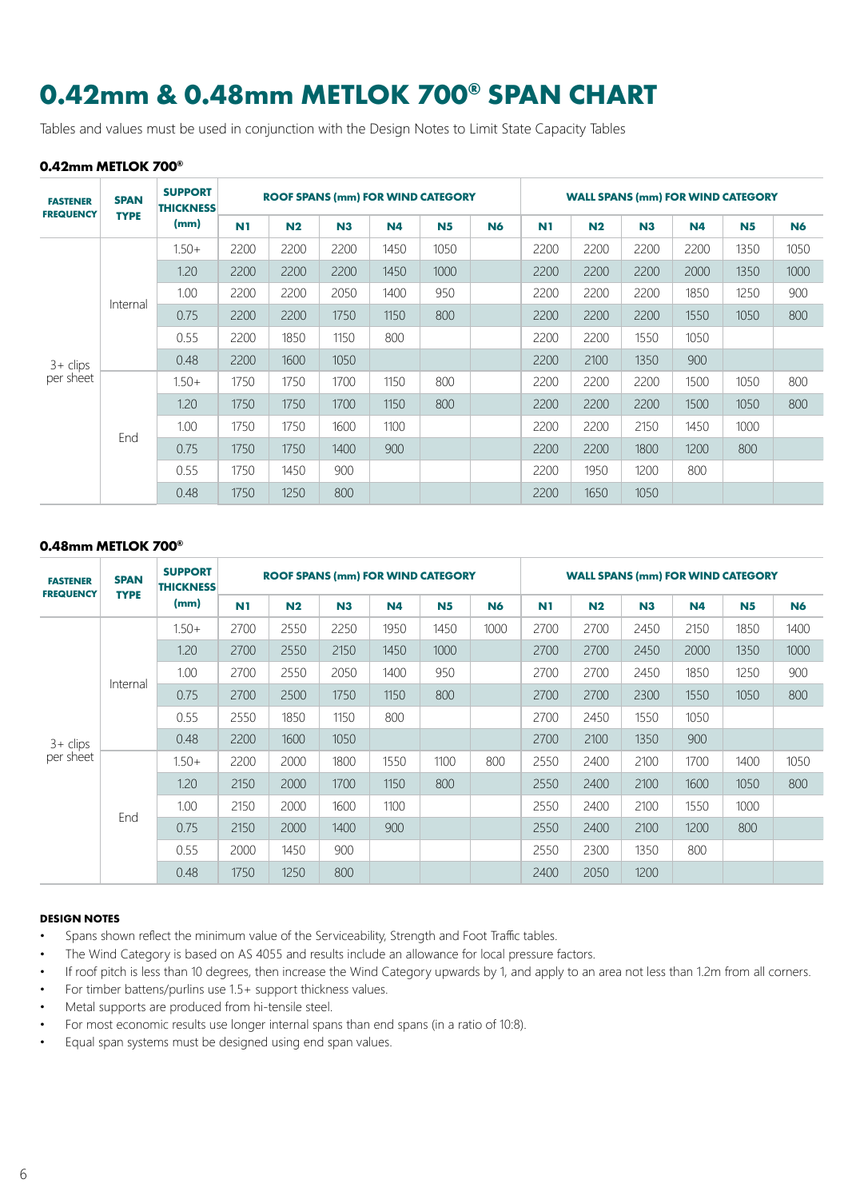# 0.42mm & 0.48mm METLOK 700® SPAN CHART

Tables and values must be used in conjunction with the Design Notes to Limit State Capacity Tables

### 0.42mm METLOK 700®

| FASTENER FREQUENCY | SPAN TYPE | SUPPORT THICKNESS (mm) | ROOF SPANS (mm) FOR WIND CATEGORY | | | | | | WALL SPANS (mm) FOR WIND CATEGORY | | | | | |
|---|---|---|---|---|---|---|---|---|---|---|---|---|---|---|
| | | | N1 | N2 | N3 | N4 | N5 | N6 | N1 | N2 | N3 | N4 | N5 | N6 |
| 3+ clips per sheet | Internal | 1.50+ | 2200 | 2200 | 2200 | 1450 | 1050 | | 2200 | 2200 | 2200 | 2200 | 1350 | 1050 |
| | | 1.20 | 2200 | 2200 | 2200 | 1450 | 1000 | | 2200 | 2200 | 2200 | 2000 | 1350 | 1000 |
| | | 1.00 | 2200 | 2200 | 2050 | 1400 | 950 | | 2200 | 2200 | 2200 | 1850 | 1250 | 900 |
| | | 0.75 | 2200 | 2200 | 1750 | 1150 | 800 | | 2200 | 2200 | 2200 | 1550 | 1050 | 800 |
| | | 0.55 | 2200 | 1850 | 1150 | 800 | | | 2200 | 2200 | 1550 | 1050 | | |
| | | 0.48 | 2200 | 1600 | 1050 | | | | 2200 | 2100 | 1350 | 900 | | |
| | End | 1.50+ | 1750 | 1750 | 1700 | 1150 | 800 | | 2200 | 2200 | 2200 | 1500 | 1050 | 800 |
| | | 1.20 | 1750 | 1750 | 1700 | 1150 | 800 | | 2200 | 2200 | 2200 | 1500 | 1050 | 800 |
| | | 1.00 | 1750 | 1750 | 1600 | 1100 | | | 2200 | 2200 | 2150 | 1450 | 1000 | |
| | | 0.75 | 1750 | 1750 | 1400 | 900 | | | 2200 | 2200 | 1800 | 1200 | 800 | |
| | | 0.55 | 1750 | 1450 | 900 | | | | 2200 | 1950 | 1200 | 800 | | |
| | | 0.48 | 1750 | 1250 | 800 | | | | 2200 | 1650 | 1050 | | | |

### 0.48mm METLOK 700®

| FASTENER FREQUENCY | SPAN TYPE | SUPPORT THICKNESS (mm) | ROOF SPANS (mm) FOR WIND CATEGORY | | | | | | WALL SPANS (mm) FOR WIND CATEGORY | | | | | |
|---|---|---|---|---|---|---|---|---|---|---|---|---|---|---|
| | | | N1 | N2 | N3 | N4 | N5 | N6 | N1 | N2 | N3 | N4 | N5 | N6 |
| 3+ clips per sheet | Internal | 1.50+ | 2700 | 2550 | 2250 | 1950 | 1450 | 1000 | 2700 | 2700 | 2450 | 2150 | 1850 | 1400 |
| | | 1.20 | 2700 | 2550 | 2150 | 1450 | 1000 | | 2700 | 2700 | 2450 | 2000 | 1350 | 1000 |
| | | 1.00 | 2700 | 2550 | 2050 | 1400 | 950 | | 2700 | 2700 | 2450 | 1850 | 1250 | 900 |
| | | 0.75 | 2700 | 2500 | 1750 | 1150 | 800 | | 2700 | 2700 | 2300 | 1550 | 1050 | 800 |
| | | 0.55 | 2550 | 1850 | 1150 | 800 | | | 2700 | 2450 | 1550 | 1050 | | |
| | | 0.48 | 2200 | 1600 | 1050 | | | | 2700 | 2100 | 1350 | 900 | | |
| | End | 1.50+ | 2200 | 2000 | 1800 | 1550 | 1100 | 800 | 2550 | 2400 | 2100 | 1700 | 1400 | 1050 |
| | | 1.20 | 2150 | 2000 | 1700 | 1150 | 800 | | 2550 | 2400 | 2100 | 1600 | 1050 | 800 |
| | | 1.00 | 2150 | 2000 | 1600 | 1100 | | | 2550 | 2400 | 2100 | 1550 | 1000 | |
| | | 0.75 | 2150 | 2000 | 1400 | 900 | | | 2550 | 2400 | 2100 | 1200 | 800 | |
| | | 0.55 | 2000 | 1450 | 900 | | | | 2550 | 2300 | 1350 | 800 | | |
| | | 0.48 | 1750 | 1250 | 800 | | | | 2400 | 2050 | 1200 | | | |

### DESIGN NOTES

- Spans shown reflect the minimum value of the Serviceability, Strength and Foot Traffic tables.
- The Wind Category is based on AS 4055 and results include an allowance for local pressure factors.
- If roof pitch is less than 10 degrees, then increase the Wind Category upwards by 1, and apply to an area not less than 1.2m from all corners.
- For timber battens/purlins use 1.5+ support thickness values.
- Metal supports are produced from hi-tensile steel.
- For most economic results use longer internal spans than end spans (in a ratio of 10:8).
- Equal span systems must be designed using end span values.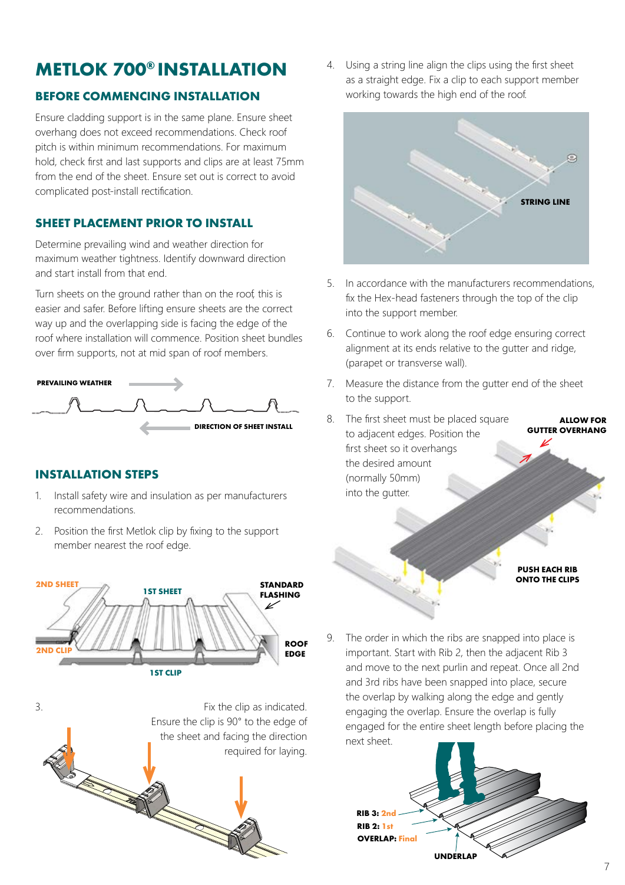# METLOK 700® INSTALLATION

## BEFORE COMMENCING INSTALLATION

Ensure cladding support is in the same plane. Ensure sheet overhang does not exceed recommendations. Check roof pitch is within minimum recommendations. For maximum hold, check first and last supports and clips are at least 75mm from the end of the sheet. Ensure set out is correct to avoid complicated post-install rectification.

## SHEET PLACEMENT PRIOR TO INSTALL

Determine prevailing wind and weather direction for maximum weather tightness. Identify downward direction and start install from that end.

Turn sheets on the ground rather than on the roof, this is easier and safer. Before lifting ensure sheets are the correct way up and the overlapping side is facing the edge of the roof where installation will commence. Position sheet bundles over firm supports, not at mid span of roof members.

PREVAILING WEATHER

DIRECTION OF SHEET INSTALL

## INSTALLATION STEPS

1. Install safety wire and insulation as per manufacturers recommendations.
2. Position the first Metlok clip by fixing to the support member nearest the roof edge.

2ND SHEET · 1ST SHEET · STANDARD FLASHING · 2ND CLIP · ROOF EDGE · 1ST CLIP

3. Fix the clip as indicated. Ensure the clip is 90° to the edge of the sheet and facing the direction required for laying.
4. Using a string line align the clips using the first sheet as a straight edge. Fix a clip to each support member working towards the high end of the roof.

STRING LINE

5. In accordance with the manufacturers recommendations, fix the Hex-head fasteners through the top of the clip into the support member.
6. Continue to work along the roof edge ensuring correct alignment at its ends relative to the gutter and ridge, (parapet or transverse wall).
7. Measure the distance from the gutter end of the sheet to the support.
8. The first sheet must be placed square to adjacent edges. Position the first sheet so it overhangs the desired amount (normally 50mm) into the gutter.

ALLOW FOR GUTTER OVERHANG

PUSH EACH RIB ONTO THE CLIPS

9. The order in which the ribs are snapped into place is important. Start with Rib 2, then the adjacent Rib 3 and move to the next purlin and repeat. Once all 2nd and 3rd ribs have been snapped into place, secure the overlap by walking along the edge and gently engaging the overlap. Ensure the overlap is fully engaged for the entire sheet length before placing the next sheet.

RIB 3: 2nd
RIB 2: 1st
OVERLAP: Final
UNDERLAP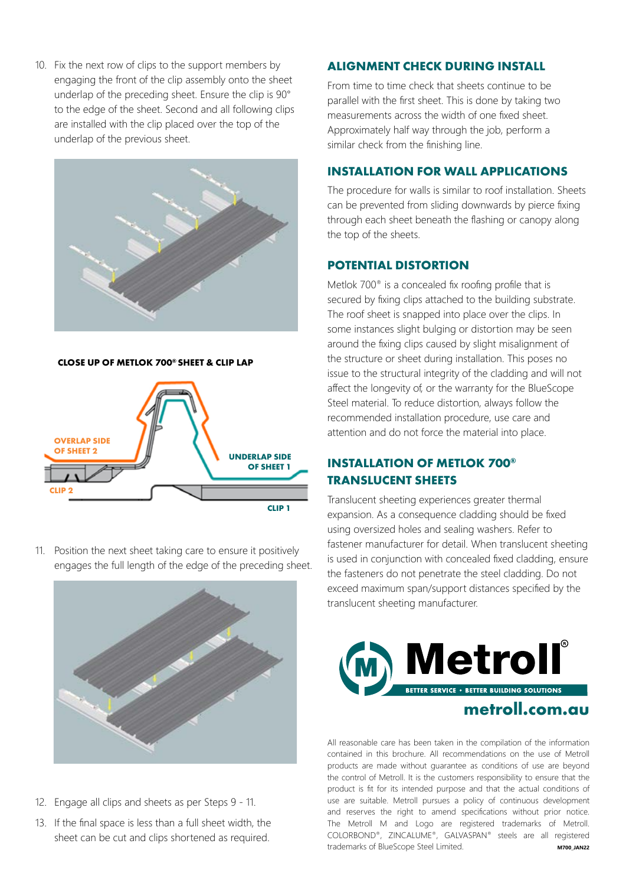10. Fix the next row of clips to the support members by engaging the front of the clip assembly onto the sheet underlap of the preceding sheet. Ensure the clip is 90° to the edge of the sheet. Second and all following clips are installed with the clip placed over the top of the underlap of the previous sheet.

**CLOSE UP OF METLOK 700® SHEET & CLIP LAP**

OVERLAP SIDE OF SHEET 2

UNDERLAP SIDE OF SHEET 1

CLIP 2

CLIP 1

11. Position the next sheet taking care to ensure it positively engages the full length of the edge of the preceding sheet.

12. Engage all clips and sheets as per Steps 9 - 11.

13. If the final space is less than a full sheet width, the sheet can be cut and clips shortened as required.

## ALIGNMENT CHECK DURING INSTALL

From time to time check that sheets continue to be parallel with the first sheet. This is done by taking two measurements across the width of one fixed sheet. Approximately half way through the job, perform a similar check from the finishing line.

## INSTALLATION FOR WALL APPLICATIONS

The procedure for walls is similar to roof installation. Sheets can be prevented from sliding downwards by pierce fixing through each sheet beneath the flashing or canopy along the top of the sheets.

## POTENTIAL DISTORTION

Metlok 700® is a concealed fix roofing profile that is secured by fixing clips attached to the building substrate. The roof sheet is snapped into place over the clips. In some instances slight bulging or distortion may be seen around the fixing clips caused by slight misalignment of the structure or sheet during installation. This poses no issue to the structural integrity of the cladding and will not affect the longevity of, or the warranty for the BlueScope Steel material. To reduce distortion, always follow the recommended installation procedure, use care and attention and do not force the material into place.

## INSTALLATION OF METLOK 700® TRANSLUCENT SHEETS

Translucent sheeting experiences greater thermal expansion. As a consequence cladding should be fixed using oversized holes and sealing washers. Refer to fastener manufacturer for detail. When translucent sheeting is used in conjunction with concealed fixed cladding, ensure the fasteners do not penetrate the steel cladding. Do not exceed maximum span/support distances specified by the translucent sheeting manufacturer.

Metroll®

BETTER SERVICE • BETTER BUILDING SOLUTIONS

metroll.com.au

All reasonable care has been taken in the compilation of the information contained in this brochure. All recommendations on the use of Metroll products are made without guarantee as conditions of use are beyond the control of Metroll. It is the customers responsibility to ensure that the product is fit for its intended purpose and that the actual conditions of use are suitable. Metroll pursues a policy of continuous development and reserves the right to amend specifications without prior notice. The Metroll M and Logo are registered trademarks of Metroll. COLORBOND®, ZINCALUME®, GALVASPAN® steels are all registered trademarks of BlueScope Steel Limited.

M700_JAN22